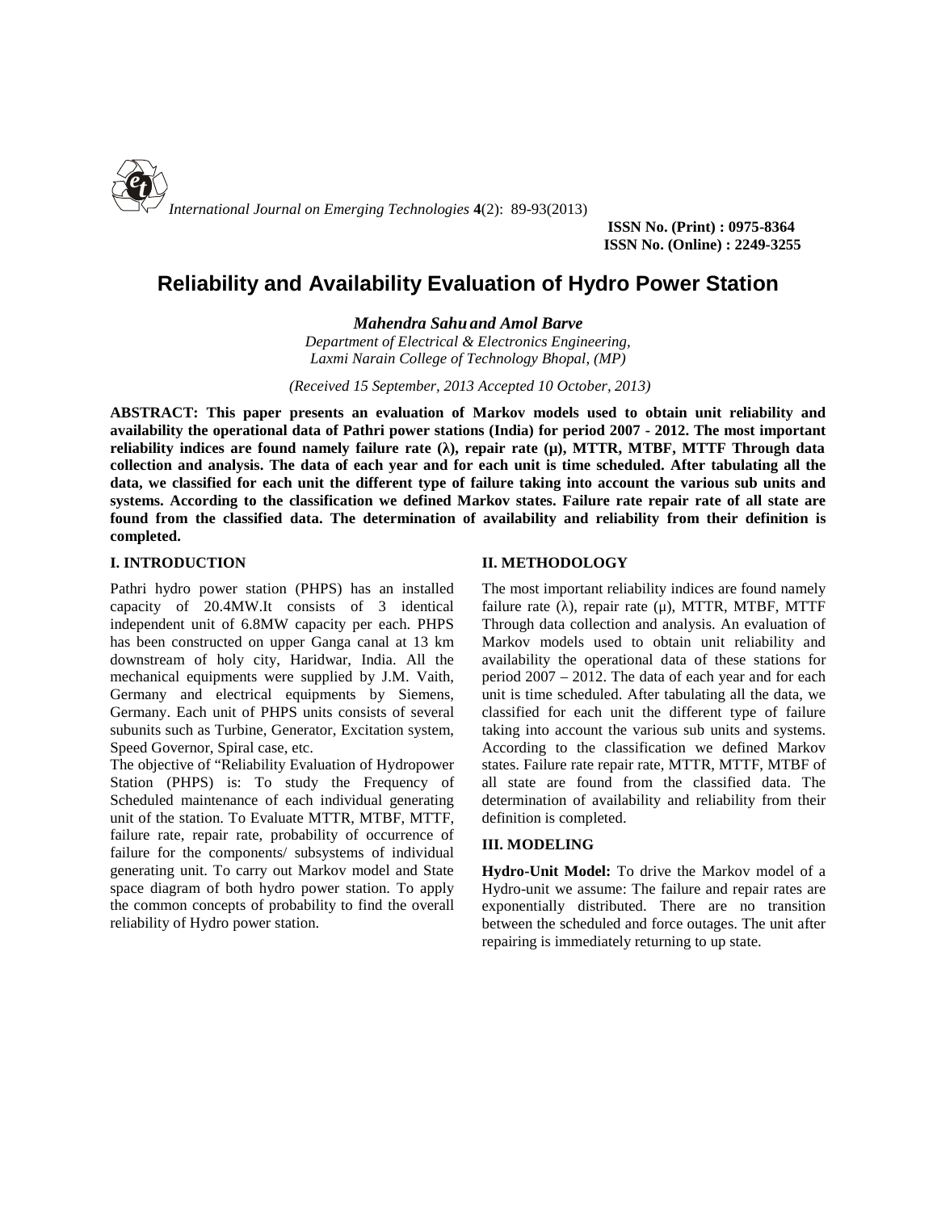**ISSN No. (Print) : 0975-8364**
**ISSN No. (Online) : 2249-3255**

# Reliability and Availability Evaluation of Hydro Power Station

***Mahendra Sahu and Amol Barve***

*Department of Electrical & Electronics Engineering,*
*Laxmi Narain College of Technology Bhopal, (MP)*

*(Received 15 September, 2013 Accepted 10 October, 2013)*

**ABSTRACT: This paper presents an evaluation of Markov models used to obtain unit reliability and availability the operational data of Pathri power stations (India) for period 2007 - 2012. The most important reliability indices are found namely failure rate (λ), repair rate (μ), MTTR, MTBF, MTTF Through data collection and analysis. The data of each year and for each unit is time scheduled. After tabulating all the data, we classified for each unit the different type of failure taking into account the various sub units and systems. According to the classification we defined Markov states. Failure rate repair rate of all state are found from the classified data. The determination of availability and reliability from their definition is completed.**

## I. INTRODUCTION

Pathri hydro power station (PHPS) has an installed capacity of 20.4MW.It consists of 3 identical independent unit of 6.8MW capacity per each. PHPS has been constructed on upper Ganga canal at 13 km downstream of holy city, Haridwar, India. All the mechanical equipments were supplied by J.M. Vaith, Germany and electrical equipments by Siemens, Germany. Each unit of PHPS units consists of several subunits such as Turbine, Generator, Excitation system, Speed Governor, Spiral case, etc.

The objective of "Reliability Evaluation of Hydropower Station (PHPS) is: To study the Frequency of Scheduled maintenance of each individual generating unit of the station. To Evaluate MTTR, MTBF, MTTF, failure rate, repair rate, probability of occurrence of failure for the components/ subsystems of individual generating unit. To carry out Markov model and State space diagram of both hydro power station. To apply the common concepts of probability to find the overall reliability of Hydro power station.

## II. METHODOLOGY

The most important reliability indices are found namely failure rate (λ), repair rate (μ), MTTR, MTBF, MTTF Through data collection and analysis. An evaluation of Markov models used to obtain unit reliability and availability the operational data of these stations for period 2007 – 2012. The data of each year and for each unit is time scheduled. After tabulating all the data, we classified for each unit the different type of failure taking into account the various sub units and systems. According to the classification we defined Markov states. Failure rate repair rate, MTTR, MTTF, MTBF of all state are found from the classified data. The determination of availability and reliability from their definition is completed.

## III. MODELING

**Hydro-Unit Model:** To drive the Markov model of a Hydro-unit we assume: The failure and repair rates are exponentially distributed. There are no transition between the scheduled and force outages. The unit after repairing is immediately returning to up state.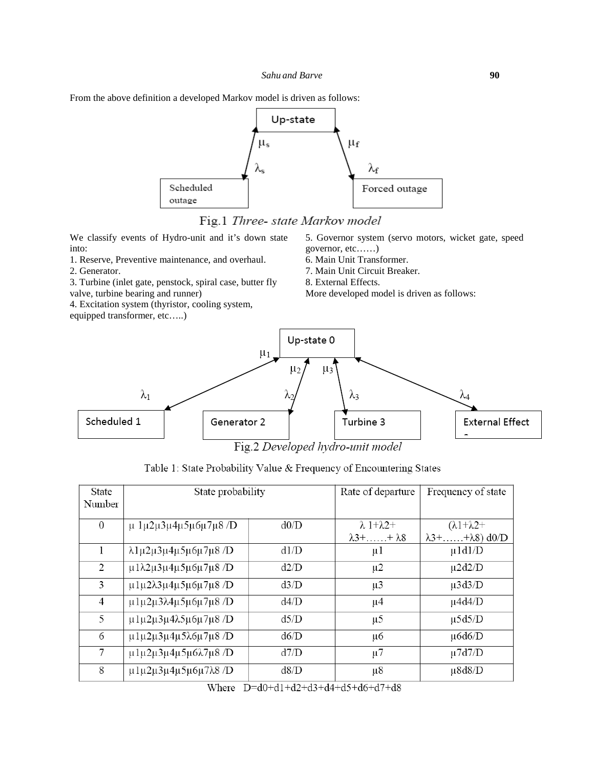From the above definition a developed Markov model is driven as follows:

Fig.1 *Three- state Markov model*

We classify events of Hydro-unit and it's down state into:

1. Reserve, Preventive maintenance, and overhaul.
2. Generator.
3. Turbine (inlet gate, penstock, spiral case, butter fly valve, turbine bearing and runner)
4. Excitation system (thyristor, cooling system, equipped transformer, etc…..)
5. Governor system (servo motors, wicket gate, speed governor, etc……)
6. Main Unit Transformer.
7. Main Unit Circuit Breaker.
8. External Effects.

More developed model is driven as follows:

Fig.2 *Developed hydro-unit model*

Table 1: State Probability Value & Frequency of Encountering States

| State Number | State probability | | Rate of departure | Frequency of state |
|---|---|---|---|---|
| 0 | $\mu_1\mu_2\mu_3\mu_4\mu_5\mu_6\mu_7\mu_8/D$ | $d0/D$ | $\lambda_1+\lambda_2+\lambda_3+\ldots\ldots+\lambda_8$ | $(\lambda_1+\lambda_2+\lambda_3+\ldots\ldots+\lambda_8)\,d0/D$ |
| 1 | $\lambda_1\mu_2\mu_3\mu_4\mu_5\mu_6\mu_7\mu_8/D$ | $d1/D$ | $\mu_1$ | $\mu_1 d1/D$ |
| 2 | $\mu_1\lambda_2\mu_3\mu_4\mu_5\mu_6\mu_7\mu_8/D$ | $d2/D$ | $\mu_2$ | $\mu_2 d2/D$ |
| 3 | $\mu_1\mu_2\lambda_3\mu_4\mu_5\mu_6\mu_7\mu_8/D$ | $d3/D$ | $\mu_3$ | $\mu_3 d3/D$ |
| 4 | $\mu_1\mu_2\mu_3\lambda_4\mu_5\mu_6\mu_7\mu_8/D$ | $d4/D$ | $\mu_4$ | $\mu_4 d4/D$ |
| 5 | $\mu_1\mu_2\mu_3\mu_4\lambda_5\mu_6\mu_7\mu_8/D$ | $d5/D$ | $\mu_5$ | $\mu_5 d5/D$ |
| 6 | $\mu_1\mu_2\mu_3\mu_4\mu_5\lambda_6\mu_7\mu_8/D$ | $d6/D$ | $\mu_6$ | $\mu_6 d6/D$ |
| 7 | $\mu_1\mu_2\mu_3\mu_4\mu_5\mu_6\lambda_7\mu_8/D$ | $d7/D$ | $\mu_7$ | $\mu_7 d7/D$ |
| 8 | $\mu_1\mu_2\mu_3\mu_4\mu_5\mu_6\mu_7\lambda_8/D$ | $d8/D$ | $\mu_8$ | $\mu_8 d8/D$ |

Where $D=d0+d1+d2+d3+d4+d5+d6+d7+d8$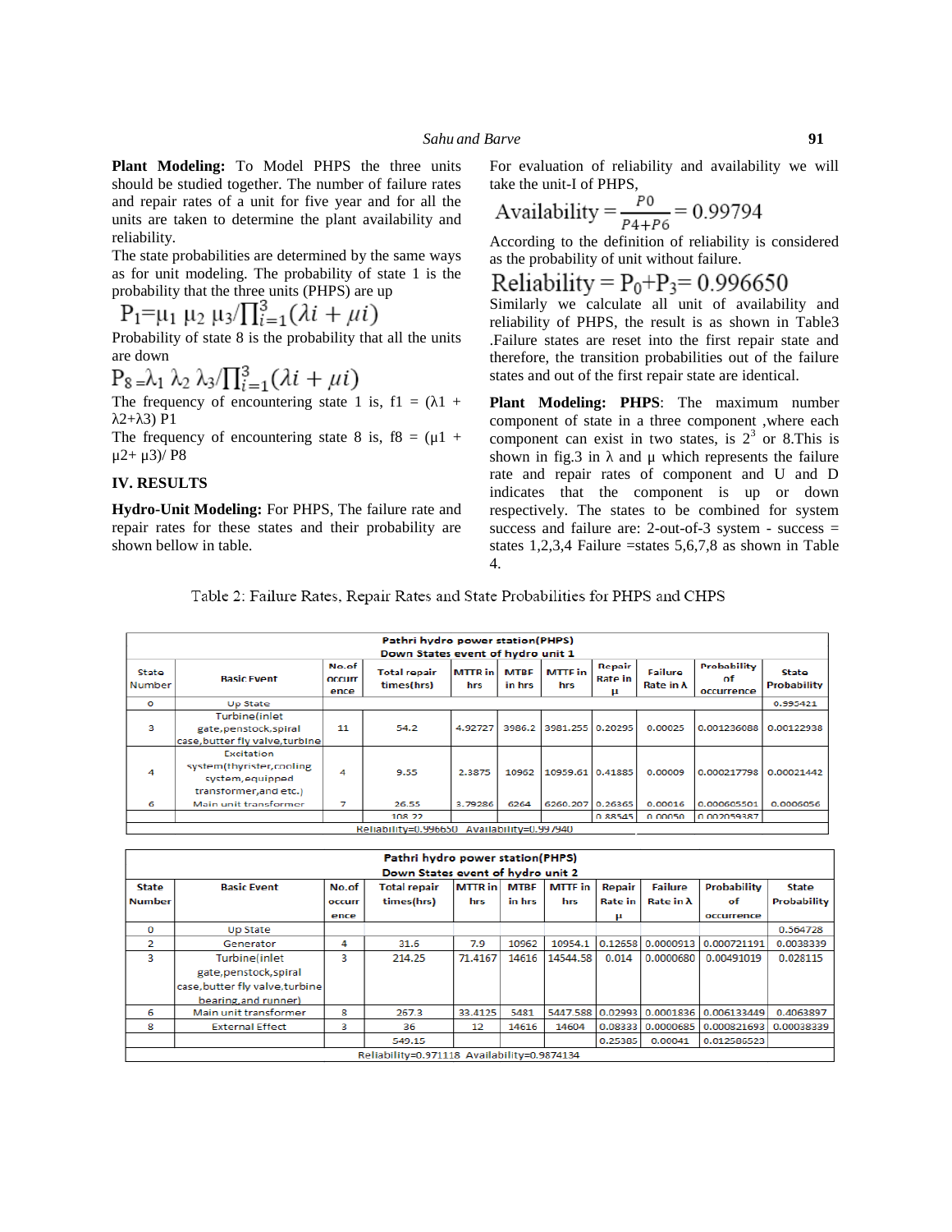**Plant Modeling:** To Model PHPS the three units should be studied together. The number of failure rates and repair rates of a unit for five year and for all the units are taken to determine the plant availability and reliability.

The state probabilities are determined by the same ways as for unit modeling. The probability of state 1 is the probability that the three units (PHPS) are up

$$P_1 = \mu_1\ \mu_2\ \mu_3 / \prod_{i=1}^{3}(\lambda i + \mu i)$$

Probability of state 8 is the probability that all the units are down

$$P_8 = \lambda_1\ \lambda_2\ \lambda_3 / \prod_{i=1}^{3}(\lambda i + \mu i)$$

The frequency of encountering state 1 is, f1 = ($\lambda$1 + $\lambda$2+$\lambda$3) P1

The frequency of encountering state 8 is, f8 = ($\mu$1 + $\mu$2+ $\mu$3)/ P8

## IV. RESULTS

**Hydro-Unit Modeling:** For PHPS, The failure rate and repair rates for these states and their probability are shown bellow in table.

For evaluation of reliability and availability we will take the unit-I of PHPS,

$$\text{Availability} = \frac{P0}{P4+P6} = 0.99794$$

According to the definition of reliability is considered as the probability of unit without failure.

$$\text{Reliability} = P_0 + P_3 = 0.996650$$

Similarly we calculate all unit of availability and reliability of PHPS, the result is as shown in Table3 .Failure states are reset into the first repair state and therefore, the transition probabilities out of the failure states and out of the first repair state are identical.

**Plant Modeling: PHPS**: The maximum number component of state in a three component ,where each component can exist in two states, is $2^3$ or 8.This is shown in fig.3 in $\lambda$ and $\mu$ which represents the failure rate and repair rates of component and U and D indicates that the component is up or down respectively. The states to be combined for system success and failure are: 2-out-of-3 system - success = states 1,2,3,4 Failure =states 5,6,7,8 as shown in Table 4.

Table 2: Failure Rates, Repair Rates and State Probabilities for PHPS and CHPS

| Pathri hydro power station(PHPS) Down States event of hydro unit 1 | | | | | | | | | | |
|---|---|---|---|---|---|---|---|---|---|---|
| State Number | Basic Event | No.of occurr ence | Total repair times(hrs) | MTTR in hrs | MTBF in hrs | MTTF in hrs | Repair Rate in μ | Failure Rate in λ | Probability of occurrence | State Probability |
| 0 | Up State | | | | | | | | | 0.995421 |
| 3 | Turbine(inlet gate,penstock,spiral case,butter fly valve,turbine | 11 | 54.2 | 4.92727 | 3986.2 | 3981.255 | 0.20295 | 0.00025 | 0.001236088 | 0.00122938 |
| 4 | Excitation system(thyrister,cooling system,equipped transformer,and etc.) | 4 | 9.55 | 2.3875 | 10962 | 10959.61 | 0.41885 | 0.00009 | 0.000217798 | 0.00021442 |
| 6 | Main unit transformer | 7 | 26.55 | 3.79286 | 6264 | 6260.207 | 0.26365 | 0.00016 | 0.000605501 | 0.0006056 |
| | | | 108.22 | | | | 0.88545 | 0.00050 | 0.002059387 | |
| Reliability=0.996650 Availability=0.997940 | | | | | | | | | | |

| Pathri hydro power station(PHPS) Down States event of hydro unit 2 | | | | | | | | | | |
|---|---|---|---|---|---|---|---|---|---|---|
| State Number | Basic Event | No.of occurr ence | Total repair times(hrs) | MTTR in hrs | MTBF in hrs | MTTF in hrs | Repair Rate in μ | Failure Rate in λ | Probability of occurrence | State Probability |
| 0 | Up State | | | | | | | | | 0.564728 |
| 2 | Generator | 4 | 31.6 | 7.9 | 10962 | 10954.1 | 0.12658 | 0.0000913 | 0.000721191 | 0.0038339 |
| 3 | Turbine(inlet gate,penstock,spiral case,butter fly valve,turbine bearing,and runner) | 3 | 214.25 | 71.4167 | 14616 | 14544.58 | 0.014 | 0.0000680 | 0.00491019 | 0.028115 |
| 6 | Main unit transformer | 8 | 267.3 | 33.4125 | 5481 | 5447.588 | 0.02993 | 0.0001836 | 0.006133449 | 0.4063897 |
| 8 | External Effect | 3 | 36 | 12 | 14616 | 14604 | 0.08333 | 0.0000685 | 0.000821693 | 0.00038339 |
| | | | 549.15 | | | | 0.25385 | 0.00041 | 0.012586523 | |
| Reliability=0.971118 Availability=0.9874134 | | | | | | | | | | |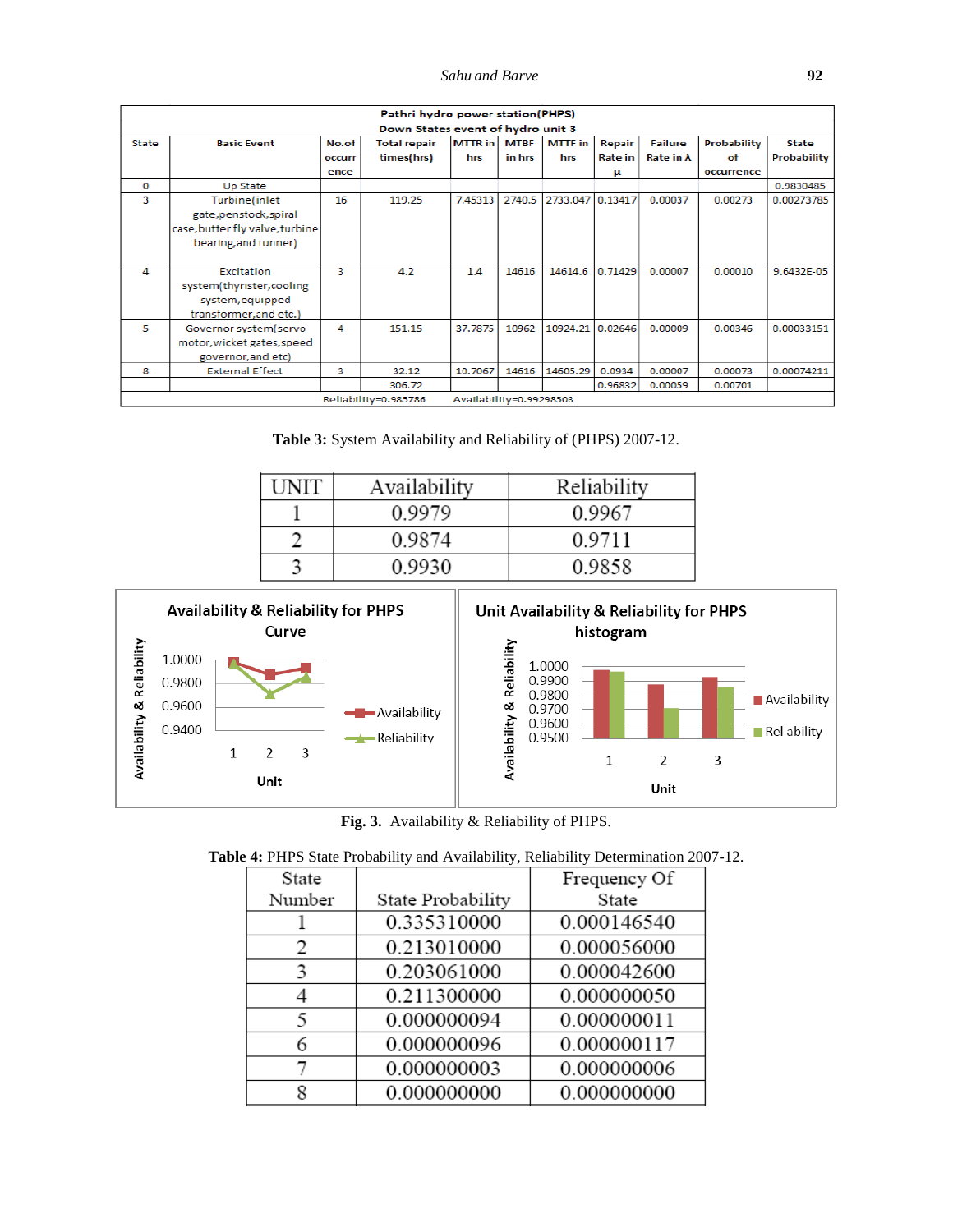| Pathri hydro power station(PHPS) Down States event of hydro unit 3 | | | | | | | | | | | |
|---|---|---|---|---|---|---|---|---|---|---|---|
| State | Basic Event | No.of occurrence | Total repair times(hrs) | MTTR in hrs | MTBF in hrs | MTTF in hrs | Repair Rate in μ | Failure Rate in λ | Probability of occurrence | State Probability |
| 0 | Up State | | | | | | | | | 0.9830485 |
| 3 | Turbine(inlet gate,penstock,spiral case,butter fly valve,turbine bearing,and runner) | 16 | 119.25 | 7.45313 | 2740.5 | 2733.047 | 0.13417 | 0.00037 | 0.00273 | 0.00273785 |
| 4 | Excitation system(thyrister,cooling system,equipped transformer,and etc.) | 3 | 4.2 | 1.4 | 14616 | 14614.6 | 0.71429 | 0.00007 | 0.00010 | 9.6432E-05 |
| 5 | Governor system(servo motor,wicket gates,speed governor,and etc) | 4 | 151.15 | 37.7875 | 10962 | 10924.21 | 0.02646 | 0.00009 | 0.00346 | 0.00033151 |
| 8 | External Effect | 3 | 32.12 | 10.7067 | 14616 | 14605.29 | 0.0934 | 0.00007 | 0.00073 | 0.00074211 |
| | | | 306.72 | | | | 0.96832 | 0.00059 | 0.00701 | |
| | | Reliability=0.985786 | | Availability=0.99298503 | | | | | | |

**Table 3:** System Availability and Reliability of (PHPS) 2007-12.

| UNIT | Availability | Reliability |
|---|---|---|
| 1 | 0.9979 | 0.9967 |
| 2 | 0.9874 | 0.9711 |
| 3 | 0.9930 | 0.9858 |

**Fig. 3.** Availability & Reliability of PHPS.

**Table 4:** PHPS State Probability and Availability, Reliability Determination 2007-12.

| State Number | State Probability | Frequency Of State |
|---|---|---|
| 1 | 0.335310000 | 0.000146540 |
| 2 | 0.213010000 | 0.000056000 |
| 3 | 0.203061000 | 0.000042600 |
| 4 | 0.211300000 | 0.000000050 |
| 5 | 0.000000094 | 0.000000011 |
| 6 | 0.000000096 | 0.000000117 |
| 7 | 0.000000003 | 0.000000006 |
| 8 | 0.000000000 | 0.000000000 |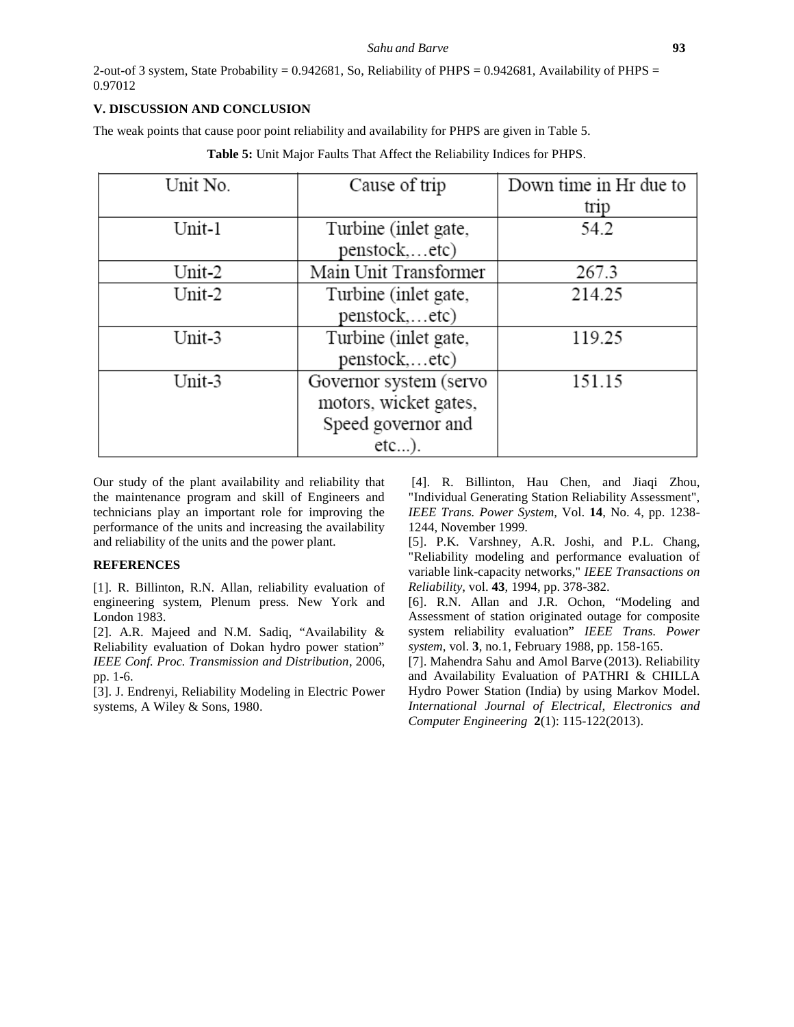2-out-of 3 system, State Probability = 0.942681, So, Reliability of PHPS = 0.942681, Availability of PHPS = 0.97012

## V. DISCUSSION AND CONCLUSION

The weak points that cause poor point reliability and availability for PHPS are given in Table 5.

**Table 5:** Unit Major Faults That Affect the Reliability Indices for PHPS.

| Unit No. | Cause of trip | Down time in Hr due to trip |
|---|---|---|
| Unit-1 | Turbine (inlet gate, penstock,…etc) | 54.2 |
| Unit-2 | Main Unit Transformer | 267.3 |
| Unit-2 | Turbine (inlet gate, penstock,…etc) | 214.25 |
| Unit-3 | Turbine (inlet gate, penstock,…etc) | 119.25 |
| Unit-3 | Governor system (servo motors, wicket gates, Speed governor and etc...). | 151.15 |

Our study of the plant availability and reliability that the maintenance program and skill of Engineers and technicians play an important role for improving the performance of the units and increasing the availability and reliability of the units and the power plant.

## REFERENCES

[1]. R. Billinton, R.N. Allan, reliability evaluation of engineering system, Plenum press. New York and London 1983.

[2]. A.R. Majeed and N.M. Sadiq, "Availability & Reliability evaluation of Dokan hydro power station" *IEEE Conf. Proc. Transmission and Distribution*, 2006, pp. 1-6.

[3]. J. Endrenyi, Reliability Modeling in Electric Power systems, A Wiley & Sons, 1980.

[4]. R. Billinton, Hau Chen, and Jiaqi Zhou, "Individual Generating Station Reliability Assessment", *IEEE Trans. Power System,* Vol. **14**, No. 4, pp. 1238-1244, November 1999.

[5]. P.K. Varshney, A.R. Joshi, and P.L. Chang, "Reliability modeling and performance evaluation of variable link-capacity networks," *IEEE Transactions on Reliability*, vol. **43**, 1994, pp. 378-382.

[6]. R.N. Allan and J.R. Ochon, "Modeling and Assessment of station originated outage for composite system reliability evaluation" *IEEE Trans. Power system*, vol. **3**, no.1, February 1988, pp. 158-165.

[7]. Mahendra Sahu and Amol Barve (2013). Reliability and Availability Evaluation of PATHRI & CHILLA Hydro Power Station (India) by using Markov Model. *International Journal of Electrical, Electronics and Computer Engineering* **2**(1): 115-122(2013).